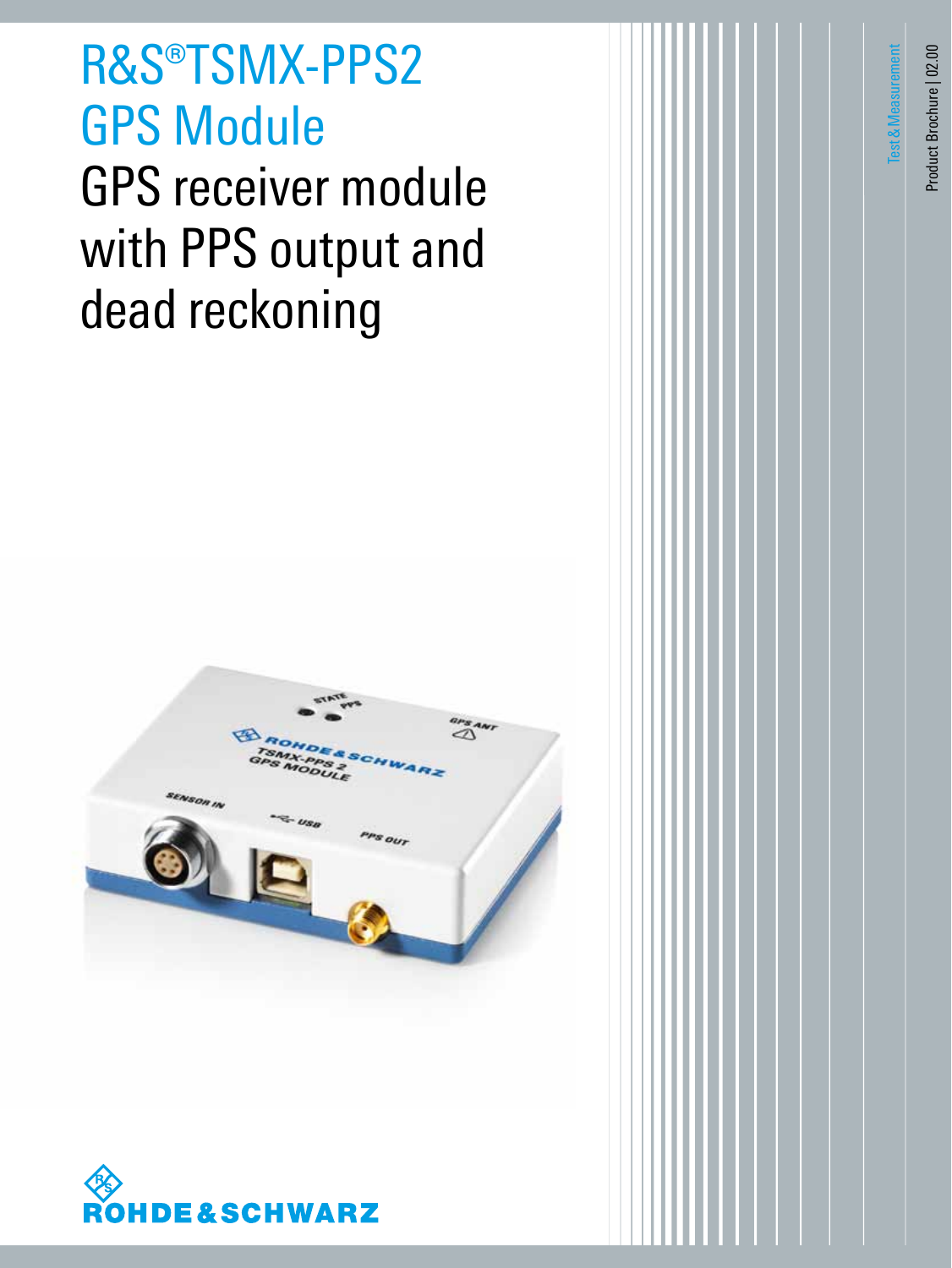# R&S®TSMX-PPS2 GPS Module

## GPS receiver module with PPS output and dead reckoning

Test & Measurement

Product Brochure | 02.00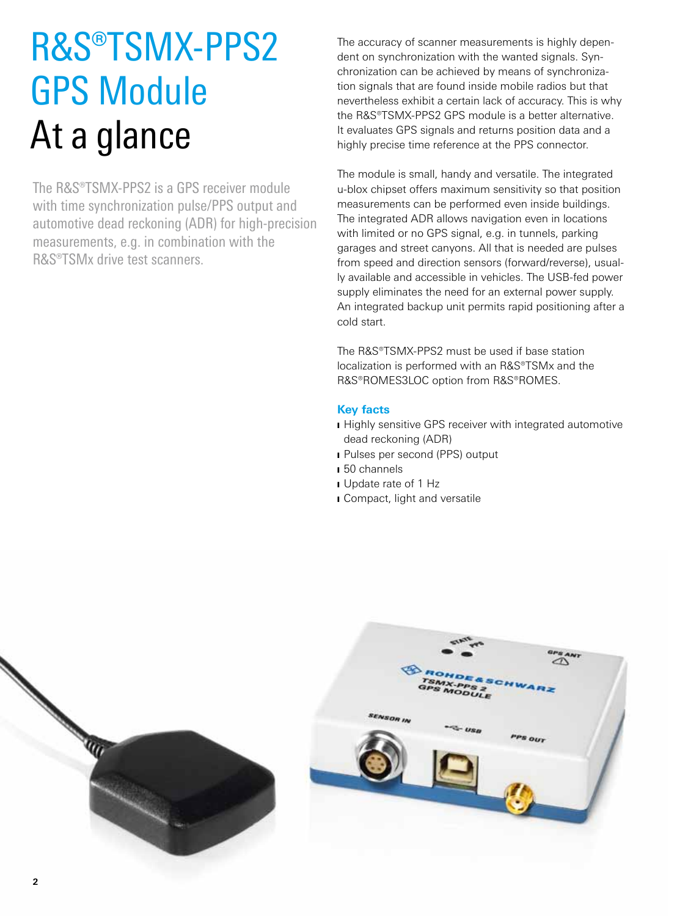# R&S®TSMX-PPS2 GPS Module At a glance

The R&S®TSMX-PPS2 is a GPS receiver module with time synchronization pulse/PPS output and automotive dead reckoning (ADR) for high-precision measurements, e.g. in combination with the R&S®TSMx drive test scanners.

The accuracy of scanner measurements is highly dependent on synchronization with the wanted signals. Synchronization can be achieved by means of synchronization signals that are found inside mobile radios but that nevertheless exhibit a certain lack of accuracy. This is why the R&S®TSMX-PPS2 GPS module is a better alternative. It evaluates GPS signals and returns position data and a highly precise time reference at the PPS connector.

The module is small, handy and versatile. The integrated u-blox chipset offers maximum sensitivity so that position measurements can be performed even inside buildings. The integrated ADR allows navigation even in locations with limited or no GPS signal, e.g. in tunnels, parking garages and street canyons. All that is needed are pulses from speed and direction sensors (forward/reverse), usually available and accessible in vehicles. The USB-fed power supply eliminates the need for an external power supply. An integrated backup unit permits rapid positioning after a cold start.

The R&S®TSMX-PPS2 must be used if base station localization is performed with an R&S®TSMx and the R&S®ROMES3LOC option from R&S®ROMES.

### Key facts

- Highly sensitive GPS receiver with integrated automotive dead reckoning (ADR)
- Pulses per second (PPS) output
- 50 channels
- Update rate of 1 Hz
- Compact, light and versatile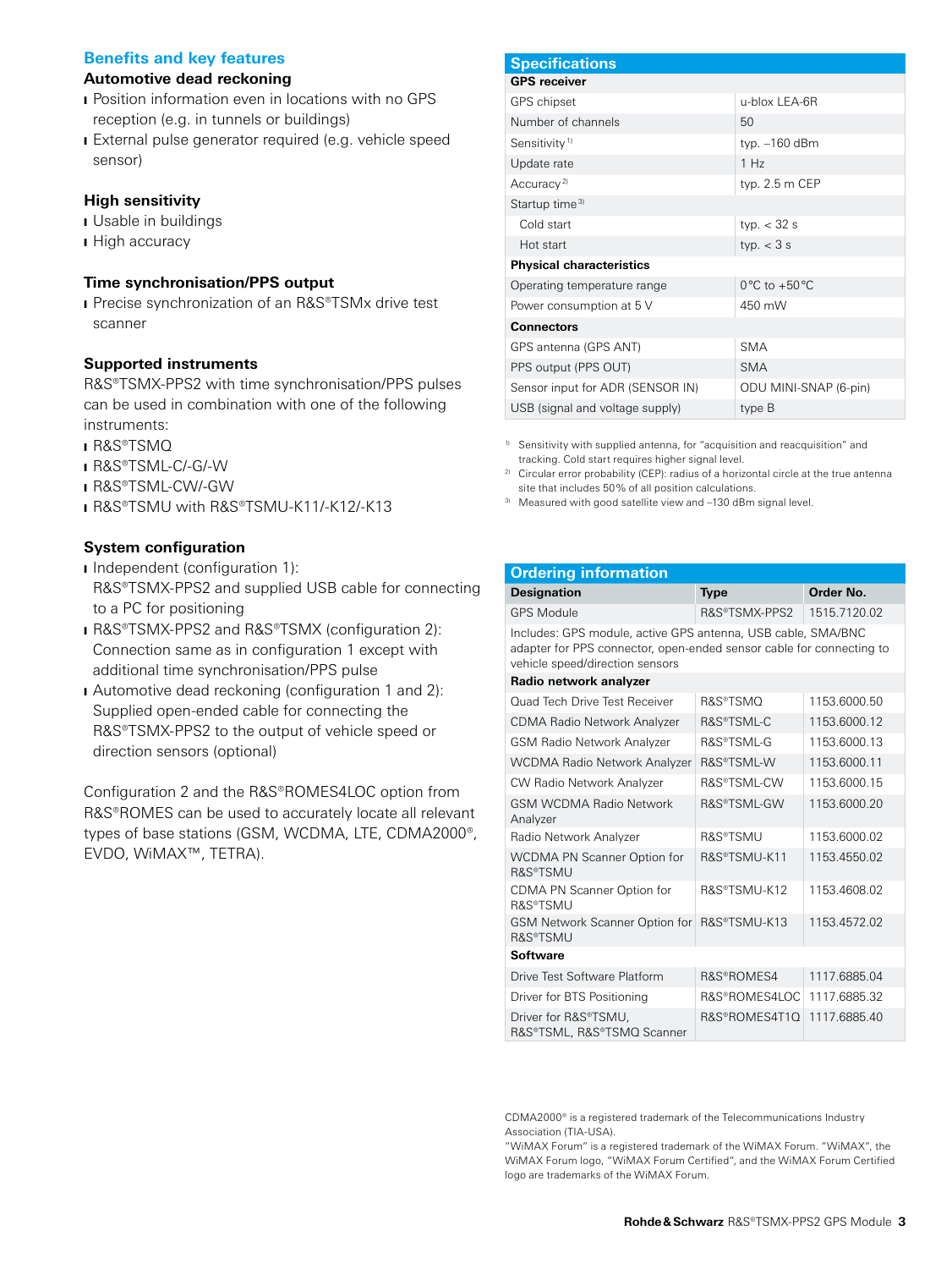## Benefits and key features

### Automotive dead reckoning

- Position information even in locations with no GPS reception (e.g. in tunnels or buildings)
- External pulse generator required (e.g. vehicle speed sensor)

### High sensitivity

- Usable in buildings
- High accuracy

### Time synchronisation/PPS output

- Precise synchronization of an R&S®TSMx drive test scanner

### Supported instruments

R&S®TSMX-PPS2 with time synchronisation/PPS pulses can be used in combination with one of the following instruments:

- R&S®TSMQ
- R&S®TSML-C/-G/-W
- R&S®TSML-CW/-GW
- R&S®TSMU with R&S®TSMU-K11/-K12/-K13

### System configuration

- Independent (configuration 1):
  R&S®TSMX-PPS2 and supplied USB cable for connecting to a PC for positioning
- R&S®TSMX-PPS2 and R&S®TSMX (configuration 2):
  Connection same as in configuration 1 except with additional time synchronisation/PPS pulse
- Automotive dead reckoning (configuration 1 and 2):
  Supplied open-ended cable for connecting the R&S®TSMX-PPS2 to the output of vehicle speed or direction sensors (optional)

Configuration 2 and the R&S®ROMES4LOC option from R&S®ROMES can be used to accurately locate all relevant types of base stations (GSM, WCDMA, LTE, CDMA2000®, EVDO, WiMAX™, TETRA).

## Specifications

| GPS receiver | |
|---|---|
| GPS chipset | u-blox LEA-6R |
| Number of channels | 50 |
| Sensitivity [1] | typ. –160 dBm |
| Update rate | 1 Hz |
| Accuracy [2] | typ. 2.5 m CEP |
| Startup time [3] | |
| Cold start | typ. < 32 s |
| Hot start | typ. < 3 s |
| **Physical characteristics** | |
| Operating temperature range | 0 °C to +50 °C |
| Power consumption at 5 V | 450 mW |
| **Connectors** | |
| GPS antenna (GPS ANT) | SMA |
| PPS output (PPS OUT) | SMA |
| Sensor input for ADR (SENSOR IN) | ODU MINI-SNAP (6-pin) |
| USB (signal and voltage supply) | type B |

[1] Sensitivity with supplied antenna, for "acquisition and reacquisition" and tracking. Cold start requires higher signal level.
[2] Circular error probability (CEP): radius of a horizontal circle at the true antenna site that includes 50 % of all position calculations.
[3] Measured with good satellite view and –130 dBm signal level.

## Ordering information

| Designation | Type | Order No. |
|---|---|---|
| GPS Module | R&S®TSMX-PPS2 | 1515.7120.02 |
| Includes: GPS module, active GPS antenna, USB cable, SMA/BNC adapter for PPS connector, open-ended sensor cable for connecting to vehicle speed/direction sensors | | |
| **Radio network analyzer** | | |
| Quad Tech Drive Test Receiver | R&S®TSMQ | 1153.6000.50 |
| CDMA Radio Network Analyzer | R&S®TSML-C | 1153.6000.12 |
| GSM Radio Network Analyzer | R&S®TSML-G | 1153.6000.13 |
| WCDMA Radio Network Analyzer | R&S®TSML-W | 1153.6000.11 |
| CW Radio Network Analyzer | R&S®TSML-CW | 1153.6000.15 |
| GSM WCDMA Radio Network Analyzer | R&S®TSML-GW | 1153.6000.20 |
| Radio Network Analyzer | R&S®TSMU | 1153.6000.02 |
| WCDMA PN Scanner Option for R&S®TSMU | R&S®TSMU-K11 | 1153.4550.02 |
| CDMA PN Scanner Option for R&S®TSMU | R&S®TSMU-K12 | 1153.4608.02 |
| GSM Network Scanner Option for R&S®TSMU | R&S®TSMU-K13 | 1153.4572.02 |
| **Software** | | |
| Drive Test Software Platform | R&S®ROMES4 | 1117.6885.04 |
| Driver for BTS Positioning | R&S®ROMES4LOC | 1117.6885.32 |
| Driver for R&S®TSMU, R&S®TSML, R&S®TSMQ Scanner | R&S®ROMES4T1Q | 1117.6885.40 |

CDMA2000® is a registered trademark of the Telecommunications Industry Association (TIA-USA).
"WiMAX Forum" is a registered trademark of the WiMAX Forum. "WiMAX", the WiMAX Forum logo, "WiMAX Forum Certified", and the WiMAX Forum Certified logo are trademarks of the WiMAX Forum.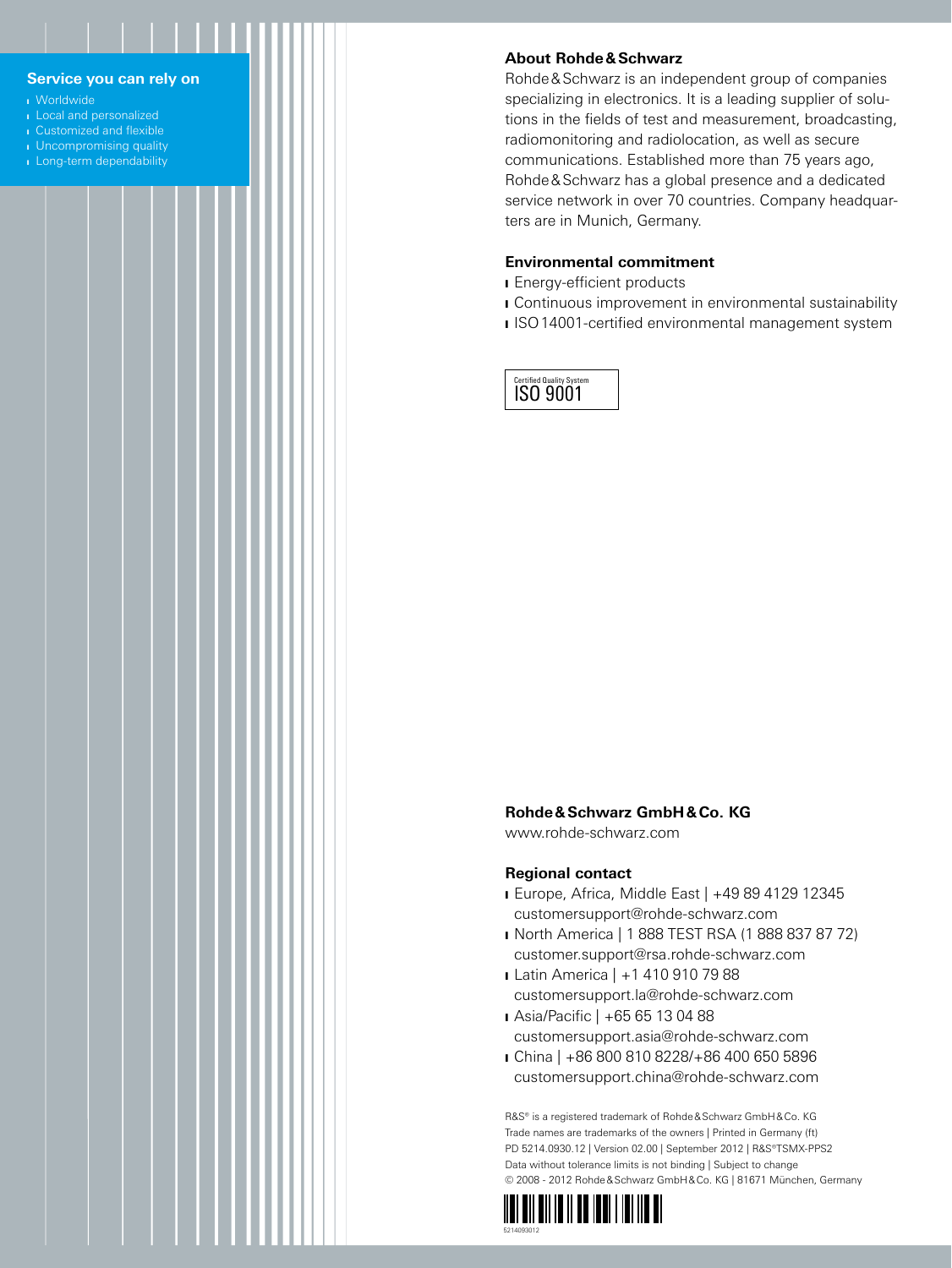## Service you can rely on

- Worldwide
- Local and personalized
- Customized and flexible
- Uncompromising quality
- Long-term dependability

## About Rohde & Schwarz

Rohde & Schwarz is an independent group of companies specializing in electronics. It is a leading supplier of solutions in the fields of test and measurement, broadcasting, radiomonitoring and radiolocation, as well as secure communications. Established more than 75 years ago, Rohde & Schwarz has a global presence and a dedicated service network in over 70 countries. Company headquarters are in Munich, Germany.

## Environmental commitment

- Energy-efficient products
- Continuous improvement in environmental sustainability
- ISO 14001-certified environmental management system

Certified Quality System
ISO 9001

**Rohde & Schwarz GmbH & Co. KG**
www.rohde-schwarz.com

## Regional contact

- Europe, Africa, Middle East | +49 89 4129 12345
  customersupport@rohde-schwarz.com
- North America | 1 888 TEST RSA (1 888 837 87 72)
  customer.support@rsa.rohde-schwarz.com
- Latin America | +1 410 910 79 88
  customersupport.la@rohde-schwarz.com
- Asia/Pacific | +65 65 13 04 88
  customersupport.asia@rohde-schwarz.com
- China | +86 800 810 8228/+86 400 650 5896
  customersupport.china@rohde-schwarz.com

R&S® is a registered trademark of Rohde & Schwarz GmbH & Co. KG
Trade names are trademarks of the owners | Printed in Germany (ft)
PD 5214.0930.12 | Version 02.00 | September 2012 | R&S®TSMX-PPS2
Data without tolerance limits is not binding | Subject to change
© 2008 - 2012 Rohde & Schwarz GmbH & Co. KG | 81671 München, Germany

5214093012